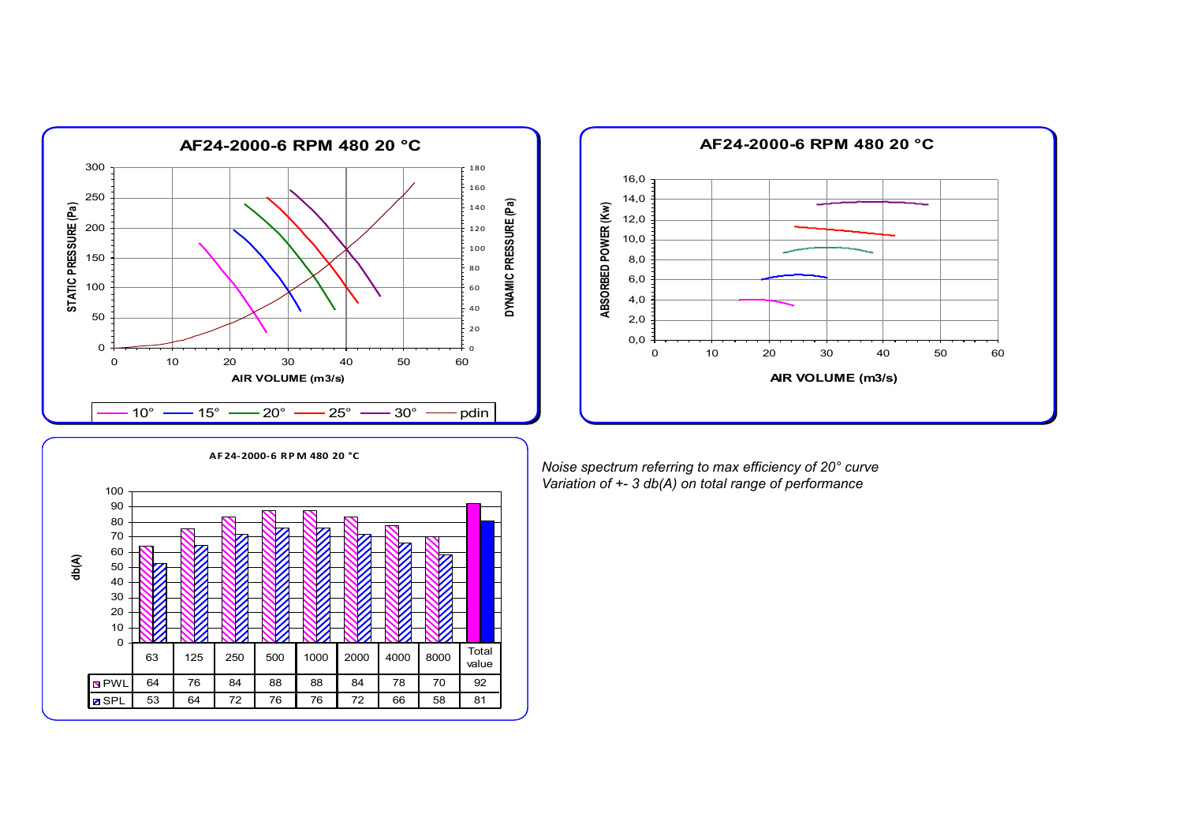## AF24-2000-6 RPM 480 20 °C

STATIC PRESSURE (Pa) / DYNAMIC PRESSURE (Pa) vs AIR VOLUME (m3/s)

10° — 15° — 20° — 25° — 30° — pdin

## AF24-2000-6 RPM 480 20 °C

ABSORBED POWER (Kw) vs AIR VOLUME (m3/s)

## AF24-2000-6 RPM 480 20 °C

db(A)

| | 63 | 125 | 250 | 500 | 1000 | 2000 | 4000 | 8000 | Total value |
|---|---|---|---|---|---|---|---|---|---|
| PWL | 64 | 76 | 84 | 88 | 88 | 84 | 78 | 70 | 92 |
| SPL | 53 | 64 | 72 | 76 | 76 | 72 | 66 | 58 | 81 |

*Noise spectrum referring to max efficiency of 20° curve*
*Variation of +- 3 db(A) on total range of performance*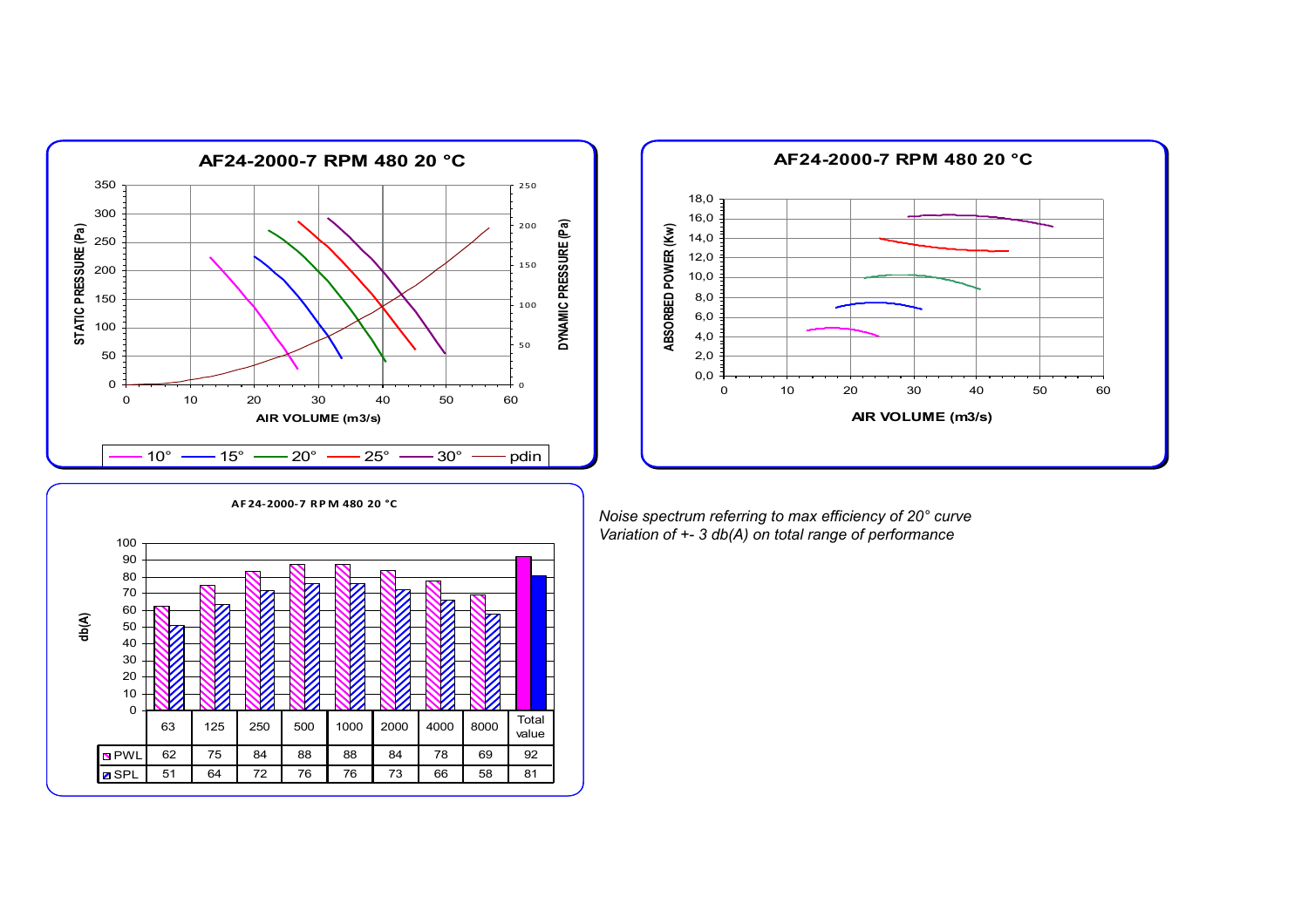## AF24-2000-7 RPM 480 20 °C

**STATIC PRESSURE (Pa)** / **DYNAMIC PRESSURE (Pa)** vs **AIR VOLUME (m3/s)**

Legend: 10° — 15° — 20° — 25° — 30° — pdin

## AF24-2000-7 RPM 480 20 °C

**ABSORBED POWER (Kw)** vs **AIR VOLUME (m3/s)**

## AF24-2000-7 RPM 480 20 °C

db(A)

| | 63 | 125 | 250 | 500 | 1000 | 2000 | 4000 | 8000 | Total value |
|---|---|---|---|---|---|---|---|---|---|
| PWL | 62 | 75 | 84 | 88 | 88 | 84 | 78 | 69 | 92 |
| SPL | 51 | 64 | 72 | 76 | 76 | 73 | 66 | 58 | 81 |

*Noise spectrum referring to max efficiency of 20° curve*
*Variation of +- 3 db(A) on total range of performance*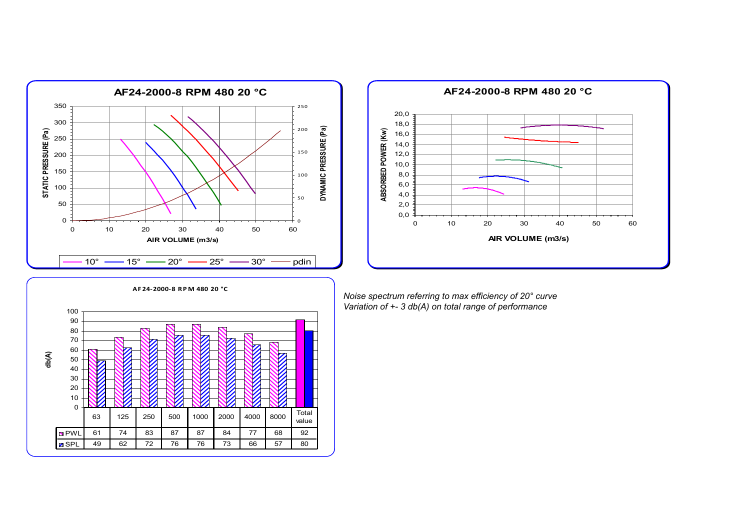## AF24-2000-8 RPM 480 20 °C

## AF24-2000-8 RPM 480 20 °C

## AF24-2000-8 RPM 480 20 °C

| | 63 | 125 | 250 | 500 | 1000 | 2000 | 4000 | 8000 | Total value |
|---|---|---|---|---|---|---|---|---|---|
| PWL | 61 | 74 | 83 | 87 | 87 | 84 | 77 | 68 | 92 |
| SPL | 49 | 62 | 72 | 76 | 76 | 73 | 66 | 57 | 80 |

*Noise spectrum referring to max efficiency of 20° curve*
*Variation of +- 3 db(A) on total range of performance*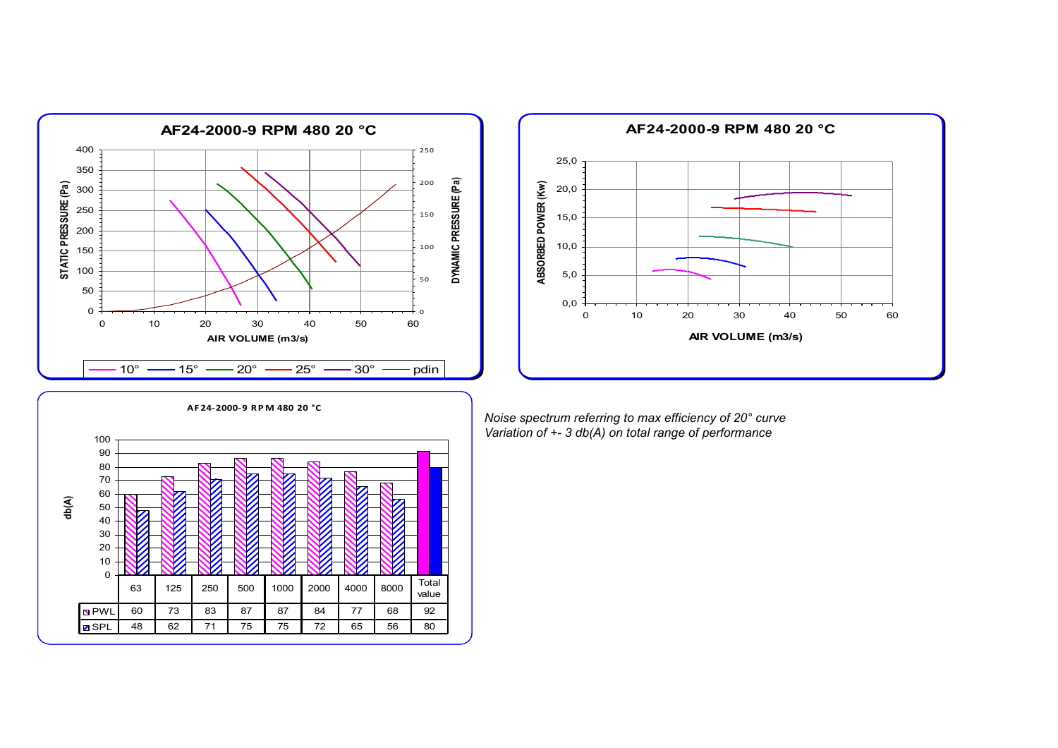**AF24-2000-9 RPM 480 20 °C**

STATIC PRESSURE (Pa) / DYNAMIC PRESSURE (Pa) vs AIR VOLUME (m3/s)

Legend: 10° — 15° — 20° — 25° — 30° — pdin

**AF24-2000-9 RPM 480 20 °C**

ABSORBED POWER (Kw) vs AIR VOLUME (m3/s)

**AF24-2000-9 RPM 480 20 °C**

db(A)

| | 63 | 125 | 250 | 500 | 1000 | 2000 | 4000 | 8000 | Total value |
|---|---|---|---|---|---|---|---|---|---|
| PWL | 60 | 73 | 83 | 87 | 87 | 84 | 77 | 68 | 92 |
| SPL | 48 | 62 | 71 | 75 | 75 | 72 | 65 | 56 | 80 |

*Noise spectrum referring to max efficiency of 20° curve*
*Variation of +- 3 db(A) on total range of performance*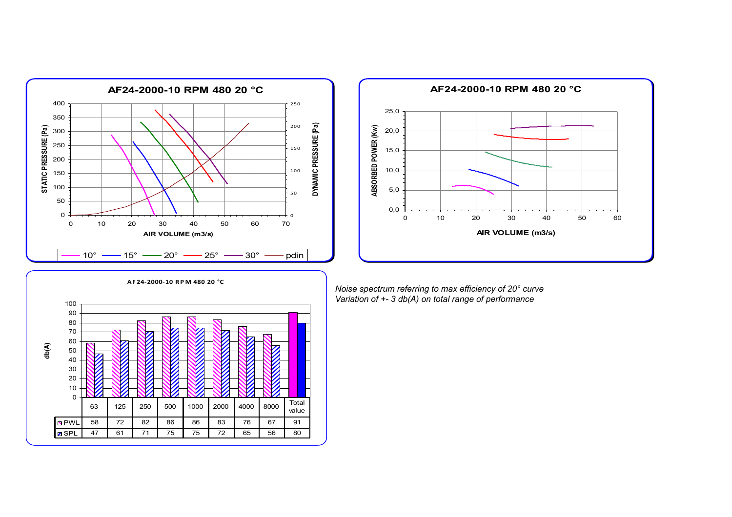**AF24-2000-10 RPM 480 20 °C**

STATIC PRESSURE (Pa) / DYNAMIC PRESSURE (Pa) vs AIR VOLUME (m3/s)

10° — 15° — 20° — 25° — 30° — pdin

**AF24-2000-10 RPM 480 20 °C**

ABSORBED POWER (Kw) vs AIR VOLUME (m3/s)

**AF24-2000-10 RPM 480 20 °C**

db(A)

| | 63 | 125 | 250 | 500 | 1000 | 2000 | 4000 | 8000 | Total value |
|---|---|---|---|---|---|---|---|---|---|
| PWL | 58 | 72 | 82 | 86 | 86 | 83 | 76 | 67 | 91 |
| SPL | 47 | 61 | 71 | 75 | 75 | 72 | 65 | 56 | 80 |

*Noise spectrum referring to max efficiency of 20° curve*
*Variation of +- 3 db(A) on total range of performance*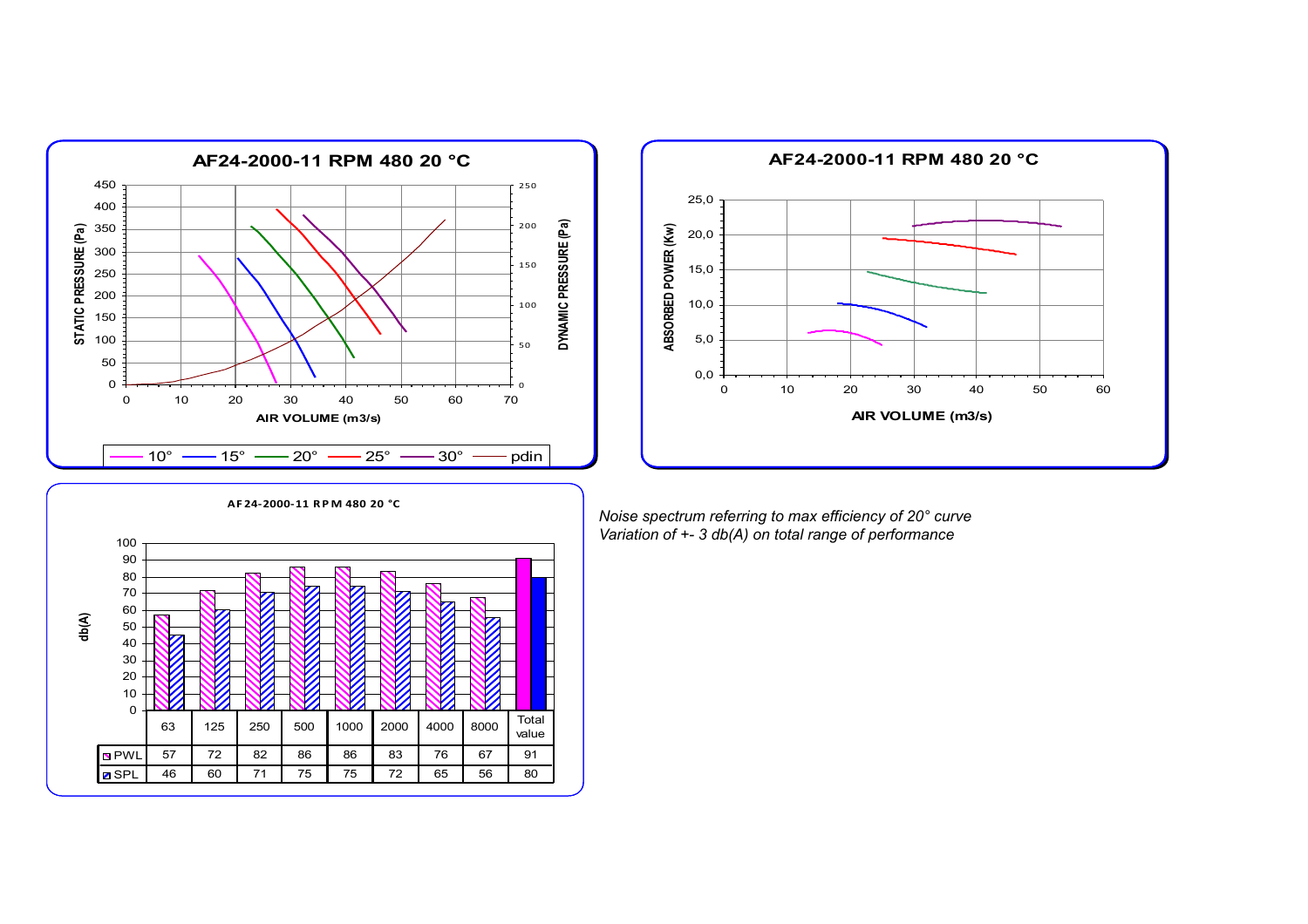**AF24-2000-11 RPM 480 20 °C**

**AF24-2000-11 RPM 480 20 °C**

**AF24-2000-11 RPM 480 20 °C**

| | 63 | 125 | 250 | 500 | 1000 | 2000 | 4000 | 8000 | Total value |
|---|---|---|---|---|---|---|---|---|---|
| PWL | 57 | 72 | 82 | 86 | 86 | 83 | 76 | 67 | 91 |
| SPL | 46 | 60 | 71 | 75 | 75 | 72 | 65 | 56 | 80 |

*Noise spectrum referring to max efficiency of 20° curve*
*Variation of +- 3 db(A) on total range of performance*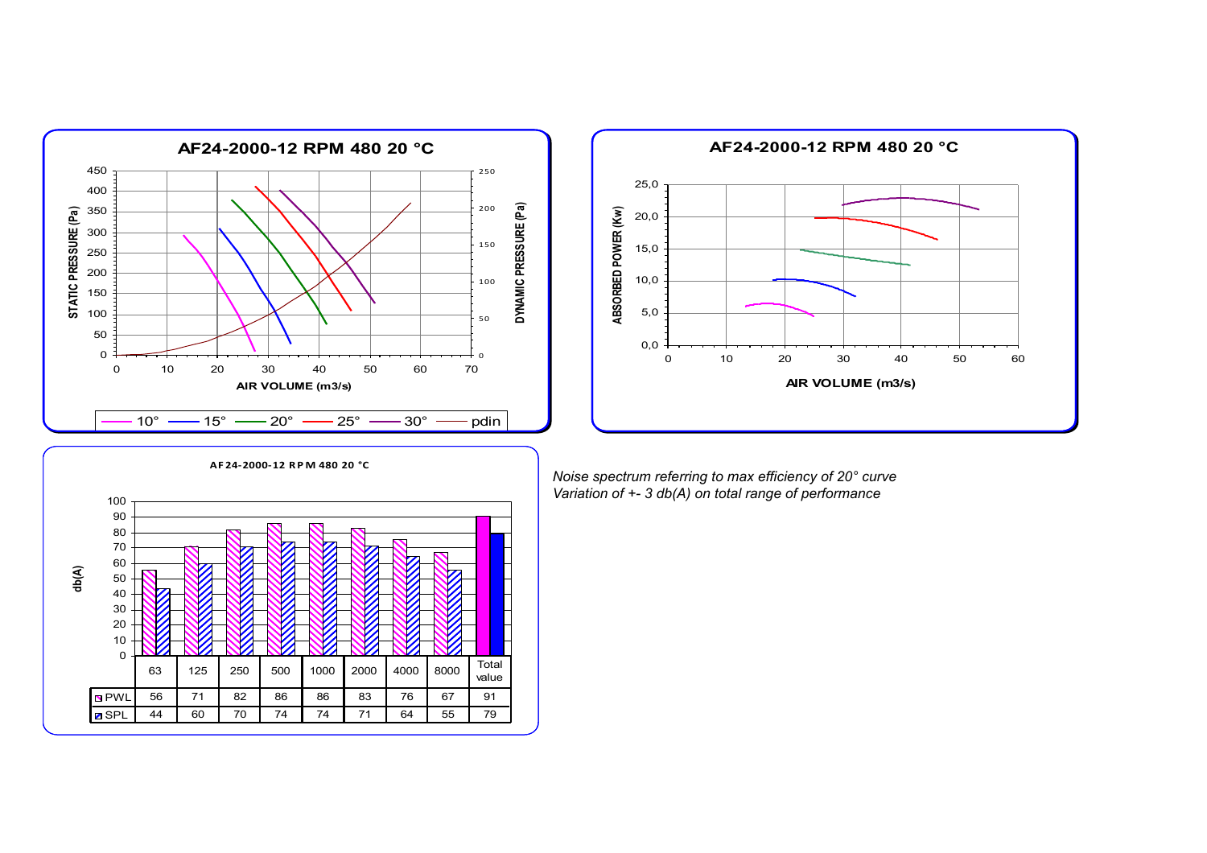**AF24-2000-12 RPM 480 20 °C**

STATIC PRESSURE (Pa) / DYNAMIC PRESSURE (Pa) vs AIR VOLUME (m3/s)

10° 15° 20° 25° 30° pdin

**AF24-2000-12 RPM 480 20 °C**

ABSORBED POWER (Kw) vs AIR VOLUME (m3/s)

**AF24-2000-12 RPM 480 20 °C**

db(A)

| | 63 | 125 | 250 | 500 | 1000 | 2000 | 4000 | 8000 | Total value |
|---|---|---|---|---|---|---|---|---|---|
| PWL | 56 | 71 | 82 | 86 | 86 | 83 | 76 | 67 | 91 |
| SPL | 44 | 60 | 70 | 74 | 74 | 71 | 64 | 55 | 79 |

*Noise spectrum referring to max efficiency of 20° curve*
*Variation of +- 3 db(A) on total range of performance*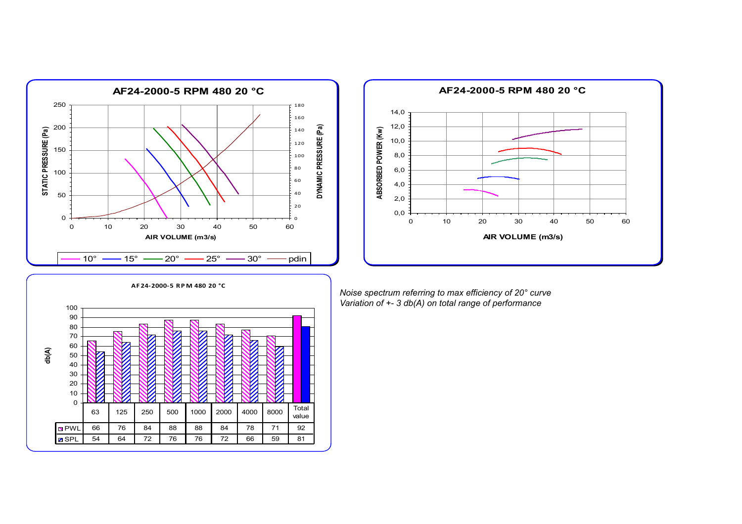AF24-2000-5 RPM 480 20 °C

STATIC PRESSURE (Pa)

DYNAMIC PRESSURE (Pa)

AIR VOLUME (m3/s)

10° 15° 20° 25° 30° pdin

AF24-2000-5 RPM 480 20 °C

ABSORBED POWER (Kw)

AIR VOLUME (m3/s)

AF24-2000-5 RPM 480 20 °C

db(A)

| | 63 | 125 | 250 | 500 | 1000 | 2000 | 4000 | 8000 | Total value |
|---|---|---|---|---|---|---|---|---|---|
| PWL | 66 | 76 | 84 | 88 | 88 | 84 | 78 | 71 | 92 |
| SPL | 54 | 64 | 72 | 76 | 76 | 72 | 66 | 59 | 81 |

*Noise spectrum referring to max efficiency of 20° curve*
*Variation of +- 3 db(A) on total range of performance*